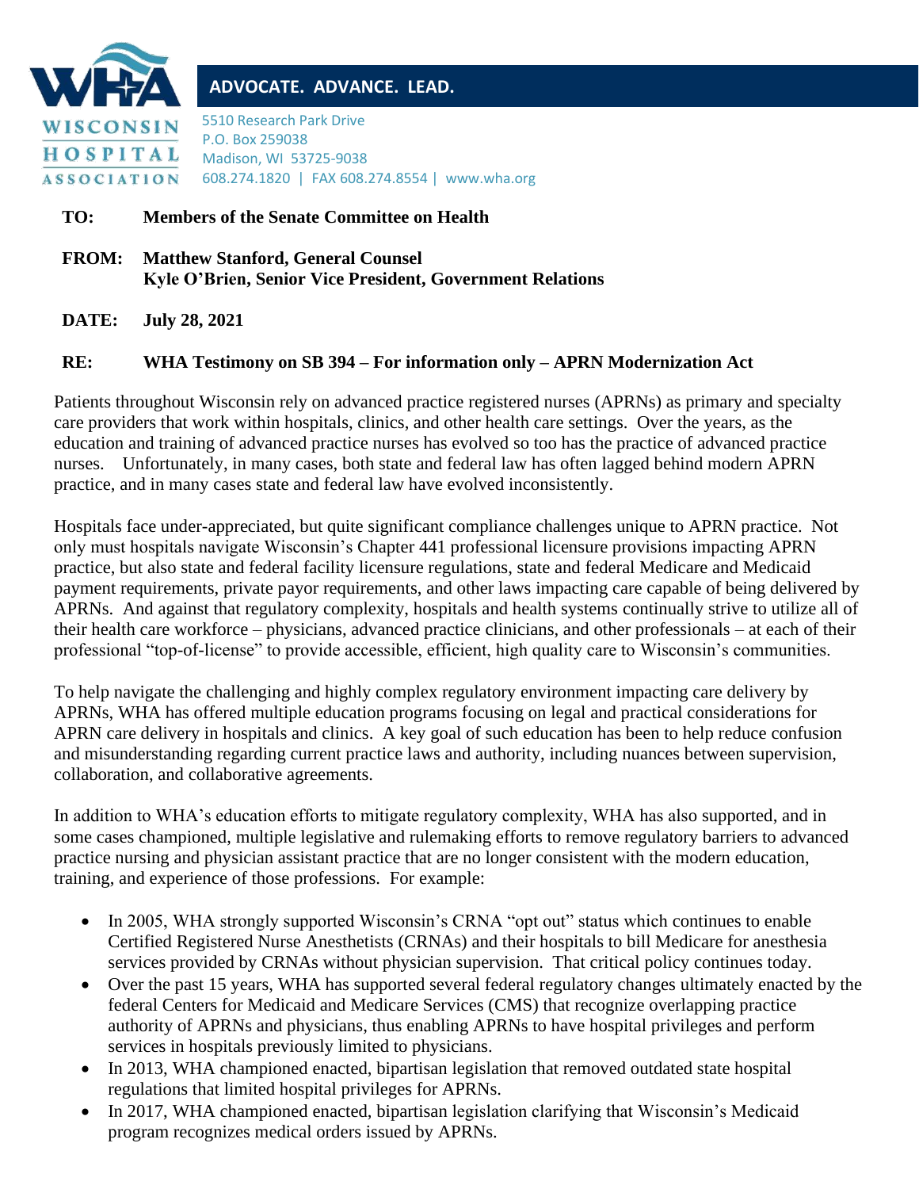**WISCONSIN HOSPITAL ASSOCIATION**

**ADVOCATE. ADVANCE. LEAD.**

5510 Research Park Drive
P.O. Box 259038
Madison, WI 53725-9038
608.274.1820 | FAX 608.274.8554 | www.wha.org

**TO:** **Members of the Senate Committee on Health**

**FROM:** **Matthew Stanford, General Counsel**
**Kyle O'Brien, Senior Vice President, Government Relations**

**DATE:** **July 28, 2021**

**RE:** **WHA Testimony on SB 394 – For information only – APRN Modernization Act**

Patients throughout Wisconsin rely on advanced practice registered nurses (APRNs) as primary and specialty care providers that work within hospitals, clinics, and other health care settings. Over the years, as the education and training of advanced practice nurses has evolved so too has the practice of advanced practice nurses. Unfortunately, in many cases, both state and federal law has often lagged behind modern APRN practice, and in many cases state and federal law have evolved inconsistently.

Hospitals face under-appreciated, but quite significant compliance challenges unique to APRN practice. Not only must hospitals navigate Wisconsin's Chapter 441 professional licensure provisions impacting APRN practice, but also state and federal facility licensure regulations, state and federal Medicare and Medicaid payment requirements, private payor requirements, and other laws impacting care capable of being delivered by APRNs. And against that regulatory complexity, hospitals and health systems continually strive to utilize all of their health care workforce – physicians, advanced practice clinicians, and other professionals – at each of their professional "top-of-license" to provide accessible, efficient, high quality care to Wisconsin's communities.

To help navigate the challenging and highly complex regulatory environment impacting care delivery by APRNs, WHA has offered multiple education programs focusing on legal and practical considerations for APRN care delivery in hospitals and clinics. A key goal of such education has been to help reduce confusion and misunderstanding regarding current practice laws and authority, including nuances between supervision, collaboration, and collaborative agreements.

In addition to WHA's education efforts to mitigate regulatory complexity, WHA has also supported, and in some cases championed, multiple legislative and rulemaking efforts to remove regulatory barriers to advanced practice nursing and physician assistant practice that are no longer consistent with the modern education, training, and experience of those professions. For example:

- In 2005, WHA strongly supported Wisconsin's CRNA "opt out" status which continues to enable Certified Registered Nurse Anesthetists (CRNAs) and their hospitals to bill Medicare for anesthesia services provided by CRNAs without physician supervision. That critical policy continues today.
- Over the past 15 years, WHA has supported several federal regulatory changes ultimately enacted by the federal Centers for Medicaid and Medicare Services (CMS) that recognize overlapping practice authority of APRNs and physicians, thus enabling APRNs to have hospital privileges and perform services in hospitals previously limited to physicians.
- In 2013, WHA championed enacted, bipartisan legislation that removed outdated state hospital regulations that limited hospital privileges for APRNs.
- In 2017, WHA championed enacted, bipartisan legislation clarifying that Wisconsin's Medicaid program recognizes medical orders issued by APRNs.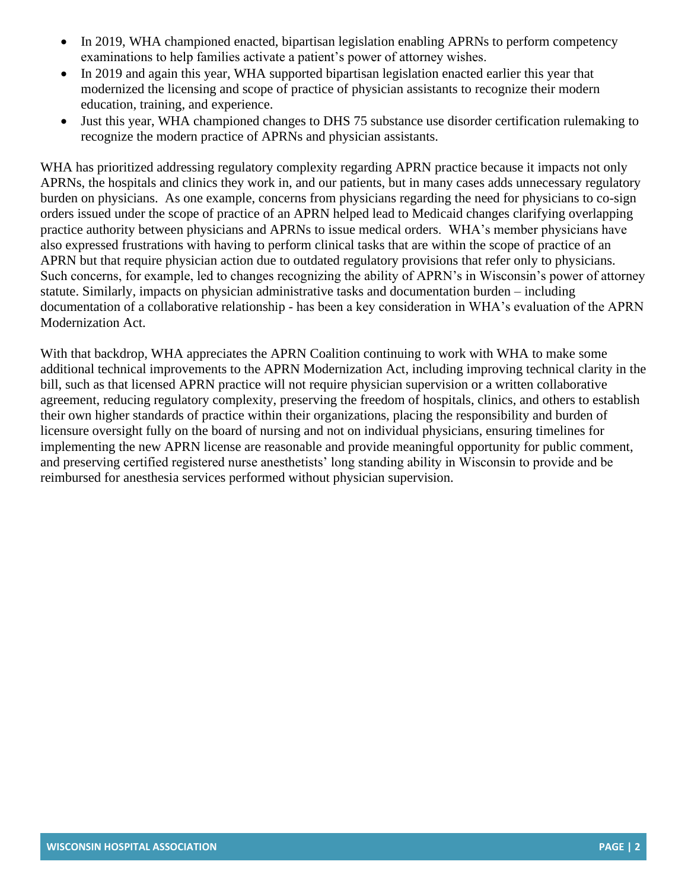- In 2019, WHA championed enacted, bipartisan legislation enabling APRNs to perform competency examinations to help families activate a patient's power of attorney wishes.
- In 2019 and again this year, WHA supported bipartisan legislation enacted earlier this year that modernized the licensing and scope of practice of physician assistants to recognize their modern education, training, and experience.
- Just this year, WHA championed changes to DHS 75 substance use disorder certification rulemaking to recognize the modern practice of APRNs and physician assistants.

WHA has prioritized addressing regulatory complexity regarding APRN practice because it impacts not only APRNs, the hospitals and clinics they work in, and our patients, but in many cases adds unnecessary regulatory burden on physicians. As one example, concerns from physicians regarding the need for physicians to co-sign orders issued under the scope of practice of an APRN helped lead to Medicaid changes clarifying overlapping practice authority between physicians and APRNs to issue medical orders. WHA's member physicians have also expressed frustrations with having to perform clinical tasks that are within the scope of practice of an APRN but that require physician action due to outdated regulatory provisions that refer only to physicians. Such concerns, for example, led to changes recognizing the ability of APRN's in Wisconsin's power of attorney statute. Similarly, impacts on physician administrative tasks and documentation burden – including documentation of a collaborative relationship - has been a key consideration in WHA's evaluation of the APRN Modernization Act.

With that backdrop, WHA appreciates the APRN Coalition continuing to work with WHA to make some additional technical improvements to the APRN Modernization Act, including improving technical clarity in the bill, such as that licensed APRN practice will not require physician supervision or a written collaborative agreement, reducing regulatory complexity, preserving the freedom of hospitals, clinics, and others to establish their own higher standards of practice within their organizations, placing the responsibility and burden of licensure oversight fully on the board of nursing and not on individual physicians, ensuring timelines for implementing the new APRN license are reasonable and provide meaningful opportunity for public comment, and preserving certified registered nurse anesthetists' long standing ability in Wisconsin to provide and be reimbursed for anesthesia services performed without physician supervision.